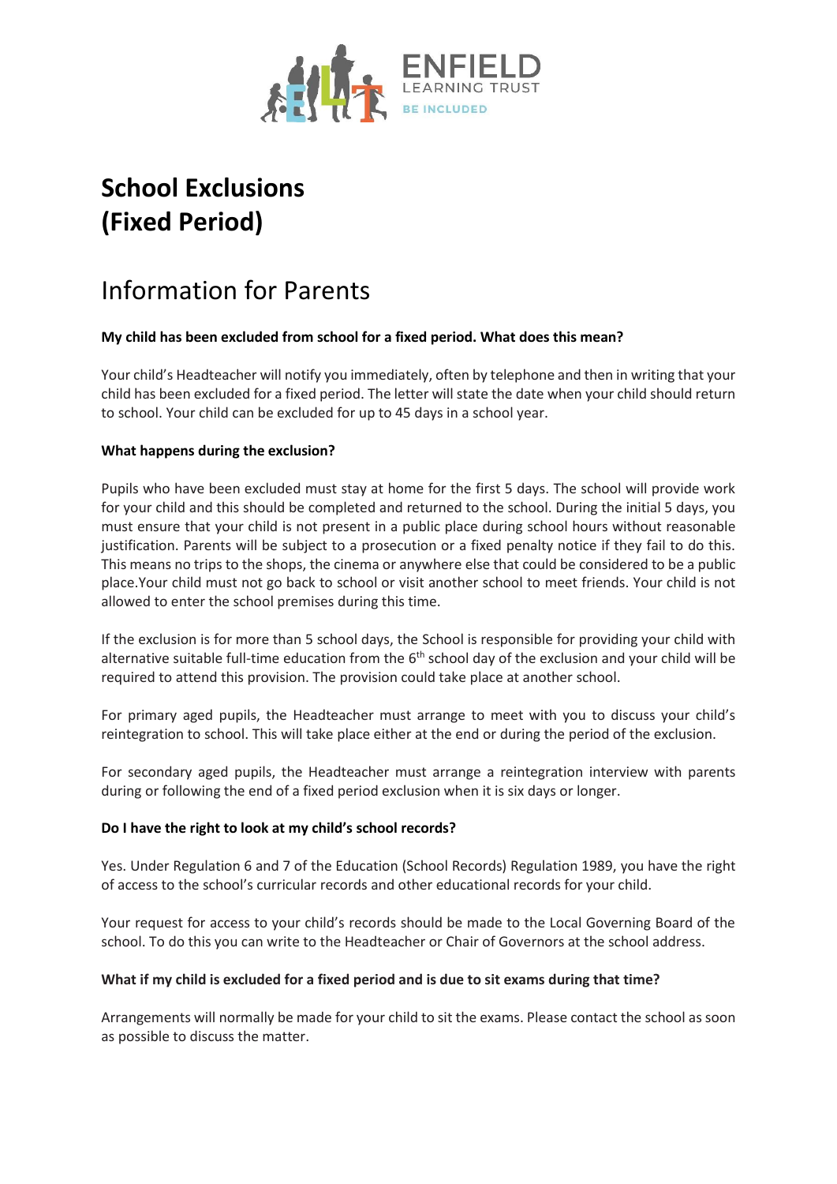ENFIELD
LEARNING TRUST
BE INCLUDED

# School Exclusions (Fixed Period)

## Information for Parents

**My child has been excluded from school for a fixed period. What does this mean?**

Your child's Headteacher will notify you immediately, often by telephone and then in writing that your child has been excluded for a fixed period. The letter will state the date when your child should return to school. Your child can be excluded for up to 45 days in a school year.

**What happens during the exclusion?**

Pupils who have been excluded must stay at home for the first 5 days. The school will provide work for your child and this should be completed and returned to the school. During the initial 5 days, you must ensure that your child is not present in a public place during school hours without reasonable justification. Parents will be subject to a prosecution or a fixed penalty notice if they fail to do this. This means no trips to the shops, the cinema or anywhere else that could be considered to be a public place.Your child must not go back to school or visit another school to meet friends. Your child is not allowed to enter the school premises during this time.

If the exclusion is for more than 5 school days, the School is responsible for providing your child with alternative suitable full-time education from the 6th school day of the exclusion and your child will be required to attend this provision. The provision could take place at another school.

For primary aged pupils, the Headteacher must arrange to meet with you to discuss your child's reintegration to school. This will take place either at the end or during the period of the exclusion.

For secondary aged pupils, the Headteacher must arrange a reintegration interview with parents during or following the end of a fixed period exclusion when it is six days or longer.

**Do I have the right to look at my child's school records?**

Yes. Under Regulation 6 and 7 of the Education (School Records) Regulation 1989, you have the right of access to the school's curricular records and other educational records for your child.

Your request for access to your child's records should be made to the Local Governing Board of the school. To do this you can write to the Headteacher or Chair of Governors at the school address.

**What if my child is excluded for a fixed period and is due to sit exams during that time?**

Arrangements will normally be made for your child to sit the exams. Please contact the school as soon as possible to discuss the matter.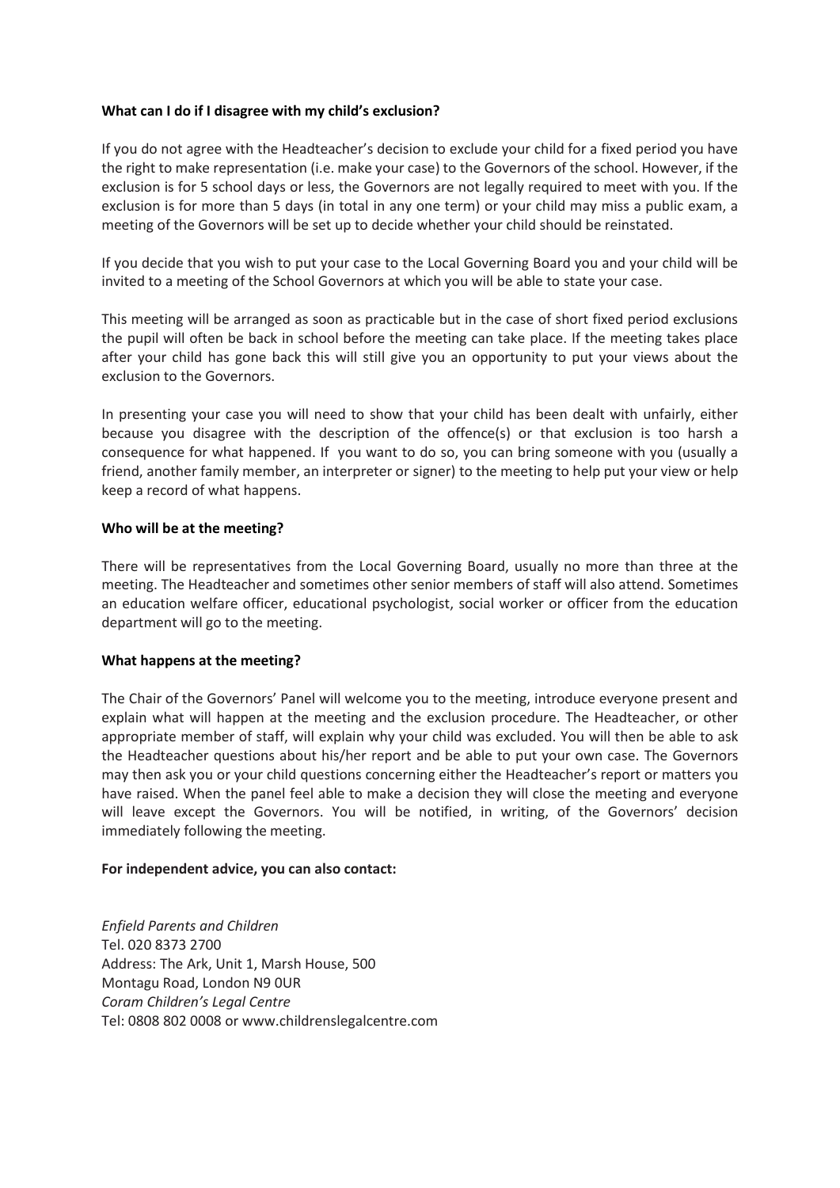**What can I do if I disagree with my child's exclusion?**

If you do not agree with the Headteacher's decision to exclude your child for a fixed period you have the right to make representation (i.e. make your case) to the Governors of the school. However, if the exclusion is for 5 school days or less, the Governors are not legally required to meet with you. If the exclusion is for more than 5 days (in total in any one term) or your child may miss a public exam, a meeting of the Governors will be set up to decide whether your child should be reinstated.

If you decide that you wish to put your case to the Local Governing Board you and your child will be invited to a meeting of the School Governors at which you will be able to state your case.

This meeting will be arranged as soon as practicable but in the case of short fixed period exclusions the pupil will often be back in school before the meeting can take place. If the meeting takes place after your child has gone back this will still give you an opportunity to put your views about the exclusion to the Governors.

In presenting your case you will need to show that your child has been dealt with unfairly, either because you disagree with the description of the offence(s) or that exclusion is too harsh a consequence for what happened. If you want to do so, you can bring someone with you (usually a friend, another family member, an interpreter or signer) to the meeting to help put your view or help keep a record of what happens.

**Who will be at the meeting?**

There will be representatives from the Local Governing Board, usually no more than three at the meeting. The Headteacher and sometimes other senior members of staff will also attend. Sometimes an education welfare officer, educational psychologist, social worker or officer from the education department will go to the meeting.

**What happens at the meeting?**

The Chair of the Governors' Panel will welcome you to the meeting, introduce everyone present and explain what will happen at the meeting and the exclusion procedure. The Headteacher, or other appropriate member of staff, will explain why your child was excluded. You will then be able to ask the Headteacher questions about his/her report and be able to put your own case. The Governors may then ask you or your child questions concerning either the Headteacher's report or matters you have raised. When the panel feel able to make a decision they will close the meeting and everyone will leave except the Governors. You will be notified, in writing, of the Governors' decision immediately following the meeting.

**For independent advice, you can also contact:**

*Enfield Parents and Children*
Tel. 020 8373 2700
Address: The Ark, Unit 1, Marsh House, 500
Montagu Road, London N9 0UR
*Coram Children's Legal Centre*
Tel: 0808 802 0008 or www.childrenslegalcentre.com